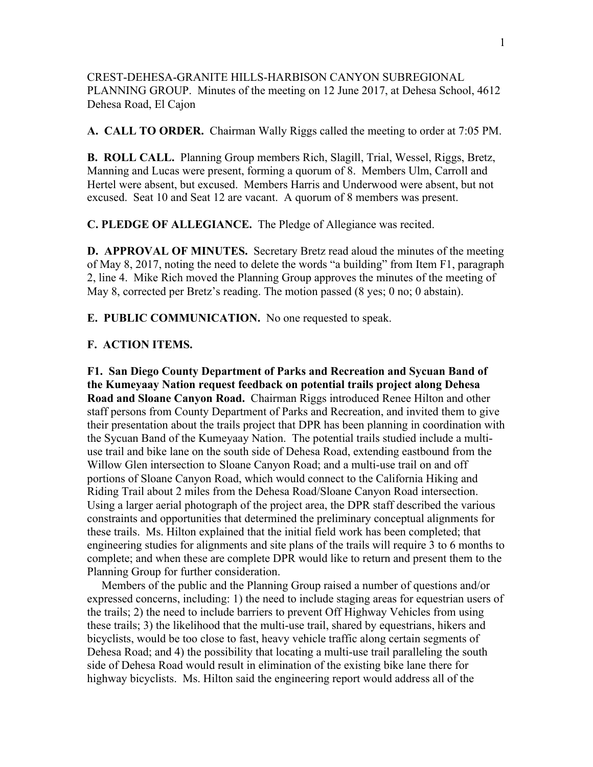CREST-DEHESA-GRANITE HILLS-HARBISON CANYON SUBREGIONAL PLANNING GROUP. Minutes of the meeting on 12 June 2017, at Dehesa School, 4612 Dehesa Road, El Cajon

**A. CALL TO ORDER.** Chairman Wally Riggs called the meeting to order at 7:05 PM.

**B. ROLL CALL.** Planning Group members Rich, Slagill, Trial, Wessel, Riggs, Bretz, Manning and Lucas were present, forming a quorum of 8. Members Ulm, Carroll and Hertel were absent, but excused. Members Harris and Underwood were absent, but not excused. Seat 10 and Seat 12 are vacant. A quorum of 8 members was present.

**C. PLEDGE OF ALLEGIANCE.** The Pledge of Allegiance was recited.

**D. APPROVAL OF MINUTES.** Secretary Bretz read aloud the minutes of the meeting of May 8, 2017, noting the need to delete the words "a building" from Item F1, paragraph 2, line 4. Mike Rich moved the Planning Group approves the minutes of the meeting of May 8, corrected per Bretz's reading. The motion passed (8 yes; 0 no; 0 abstain).

**E. PUBLIC COMMUNICATION.** No one requested to speak.

**F. ACTION ITEMS.**

**F1. San Diego County Department of Parks and Recreation and Sycuan Band of the Kumeyaay Nation request feedback on potential trails project along Dehesa Road and Sloane Canyon Road.** Chairman Riggs introduced Renee Hilton and other staff persons from County Department of Parks and Recreation, and invited them to give their presentation about the trails project that DPR has been planning in coordination with the Sycuan Band of the Kumeyaay Nation. The potential trails studied include a multi-use trail and bike lane on the south side of Dehesa Road, extending eastbound from the Willow Glen intersection to Sloane Canyon Road; and a multi-use trail on and off portions of Sloane Canyon Road, which would connect to the California Hiking and Riding Trail about 2 miles from the Dehesa Road/Sloane Canyon Road intersection. Using a larger aerial photograph of the project area, the DPR staff described the various constraints and opportunities that determined the preliminary conceptual alignments for these trails. Ms. Hilton explained that the initial field work has been completed; that engineering studies for alignments and site plans of the trails will require 3 to 6 months to complete; and when these are complete DPR would like to return and present them to the Planning Group for further consideration.

Members of the public and the Planning Group raised a number of questions and/or expressed concerns, including: 1) the need to include staging areas for equestrian users of the trails; 2) the need to include barriers to prevent Off Highway Vehicles from using these trails; 3) the likelihood that the multi-use trail, shared by equestrians, hikers and bicyclists, would be too close to fast, heavy vehicle traffic along certain segments of Dehesa Road; and 4) the possibility that locating a multi-use trail paralleling the south side of Dehesa Road would result in elimination of the existing bike lane there for highway bicyclists. Ms. Hilton said the engineering report would address all of the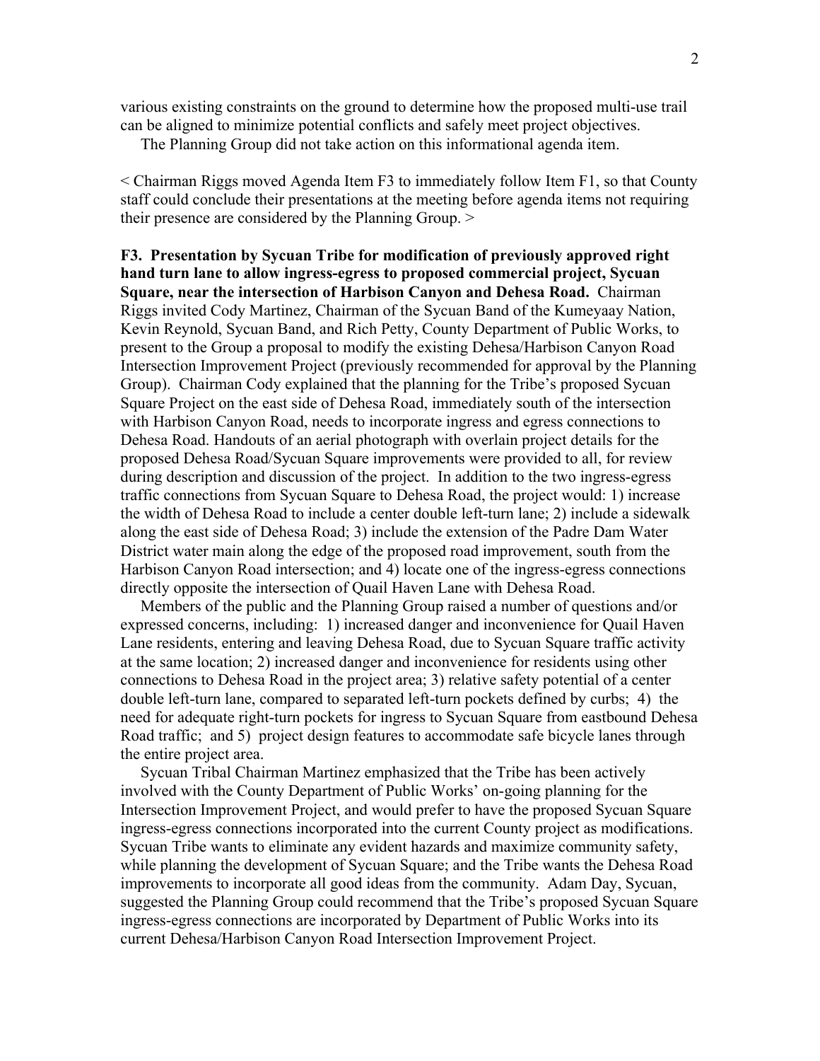various existing constraints on the ground to determine how the proposed multi-use trail can be aligned to minimize potential conflicts and safely meet project objectives.

The Planning Group did not take action on this informational agenda item.

< Chairman Riggs moved Agenda Item F3 to immediately follow Item F1, so that County staff could conclude their presentations at the meeting before agenda items not requiring their presence are considered by the Planning Group. >

**F3. Presentation by Sycuan Tribe for modification of previously approved right hand turn lane to allow ingress-egress to proposed commercial project, Sycuan Square, near the intersection of Harbison Canyon and Dehesa Road.** Chairman Riggs invited Cody Martinez, Chairman of the Sycuan Band of the Kumeyaay Nation, Kevin Reynold, Sycuan Band, and Rich Petty, County Department of Public Works, to present to the Group a proposal to modify the existing Dehesa/Harbison Canyon Road Intersection Improvement Project (previously recommended for approval by the Planning Group). Chairman Cody explained that the planning for the Tribe's proposed Sycuan Square Project on the east side of Dehesa Road, immediately south of the intersection with Harbison Canyon Road, needs to incorporate ingress and egress connections to Dehesa Road. Handouts of an aerial photograph with overlain project details for the proposed Dehesa Road/Sycuan Square improvements were provided to all, for review during description and discussion of the project. In addition to the two ingress-egress traffic connections from Sycuan Square to Dehesa Road, the project would: 1) increase the width of Dehesa Road to include a center double left-turn lane; 2) include a sidewalk along the east side of Dehesa Road; 3) include the extension of the Padre Dam Water District water main along the edge of the proposed road improvement, south from the Harbison Canyon Road intersection; and 4) locate one of the ingress-egress connections directly opposite the intersection of Quail Haven Lane with Dehesa Road.

Members of the public and the Planning Group raised a number of questions and/or expressed concerns, including: 1) increased danger and inconvenience for Quail Haven Lane residents, entering and leaving Dehesa Road, due to Sycuan Square traffic activity at the same location; 2) increased danger and inconvenience for residents using other connections to Dehesa Road in the project area; 3) relative safety potential of a center double left-turn lane, compared to separated left-turn pockets defined by curbs; 4) the need for adequate right-turn pockets for ingress to Sycuan Square from eastbound Dehesa Road traffic; and 5) project design features to accommodate safe bicycle lanes through the entire project area.

Sycuan Tribal Chairman Martinez emphasized that the Tribe has been actively involved with the County Department of Public Works' on-going planning for the Intersection Improvement Project, and would prefer to have the proposed Sycuan Square ingress-egress connections incorporated into the current County project as modifications. Sycuan Tribe wants to eliminate any evident hazards and maximize community safety, while planning the development of Sycuan Square; and the Tribe wants the Dehesa Road improvements to incorporate all good ideas from the community. Adam Day, Sycuan, suggested the Planning Group could recommend that the Tribe's proposed Sycuan Square ingress-egress connections are incorporated by Department of Public Works into its current Dehesa/Harbison Canyon Road Intersection Improvement Project.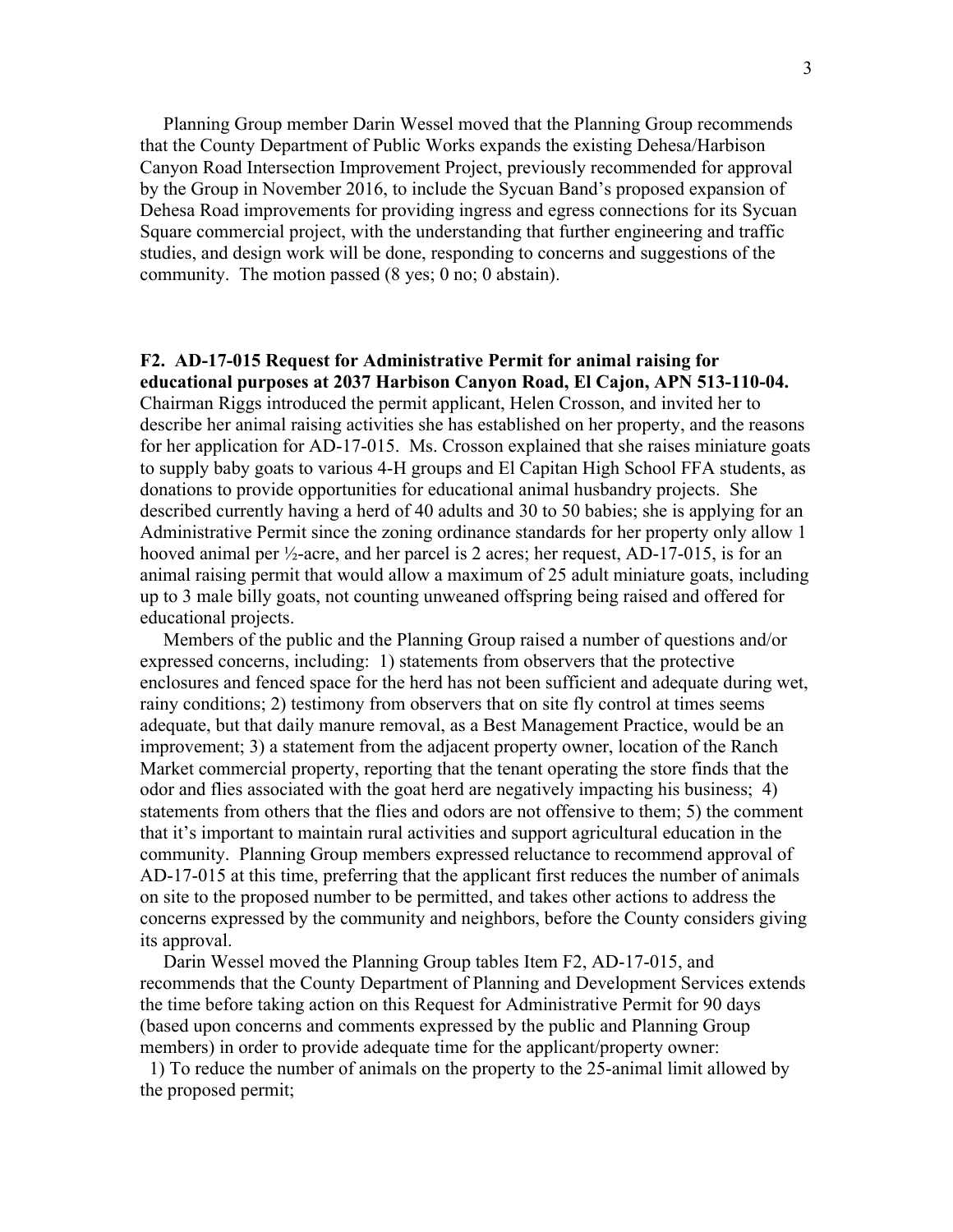Planning Group member Darin Wessel moved that the Planning Group recommends that the County Department of Public Works expands the existing Dehesa/Harbison Canyon Road Intersection Improvement Project, previously recommended for approval by the Group in November 2016, to include the Sycuan Band's proposed expansion of Dehesa Road improvements for providing ingress and egress connections for its Sycuan Square commercial project, with the understanding that further engineering and traffic studies, and design work will be done, responding to concerns and suggestions of the community. The motion passed (8 yes; 0 no; 0 abstain).

**F2. AD-17-015 Request for Administrative Permit for animal raising for educational purposes at 2037 Harbison Canyon Road, El Cajon, APN 513-110-04.** Chairman Riggs introduced the permit applicant, Helen Crosson, and invited her to describe her animal raising activities she has established on her property, and the reasons for her application for AD-17-015. Ms. Crosson explained that she raises miniature goats to supply baby goats to various 4-H groups and El Capitan High School FFA students, as donations to provide opportunities for educational animal husbandry projects. She described currently having a herd of 40 adults and 30 to 50 babies; she is applying for an Administrative Permit since the zoning ordinance standards for her property only allow 1 hooved animal per ½-acre, and her parcel is 2 acres; her request, AD-17-015, is for an animal raising permit that would allow a maximum of 25 adult miniature goats, including up to 3 male billy goats, not counting unweaned offspring being raised and offered for educational projects.

Members of the public and the Planning Group raised a number of questions and/or expressed concerns, including: 1) statements from observers that the protective enclosures and fenced space for the herd has not been sufficient and adequate during wet, rainy conditions; 2) testimony from observers that on site fly control at times seems adequate, but that daily manure removal, as a Best Management Practice, would be an improvement; 3) a statement from the adjacent property owner, location of the Ranch Market commercial property, reporting that the tenant operating the store finds that the odor and flies associated with the goat herd are negatively impacting his business; 4) statements from others that the flies and odors are not offensive to them; 5) the comment that it's important to maintain rural activities and support agricultural education in the community. Planning Group members expressed reluctance to recommend approval of AD-17-015 at this time, preferring that the applicant first reduces the number of animals on site to the proposed number to be permitted, and takes other actions to address the concerns expressed by the community and neighbors, before the County considers giving its approval.

Darin Wessel moved the Planning Group tables Item F2, AD-17-015, and recommends that the County Department of Planning and Development Services extends the time before taking action on this Request for Administrative Permit for 90 days (based upon concerns and comments expressed by the public and Planning Group members) in order to provide adequate time for the applicant/property owner:

1) To reduce the number of animals on the property to the 25-animal limit allowed by the proposed permit;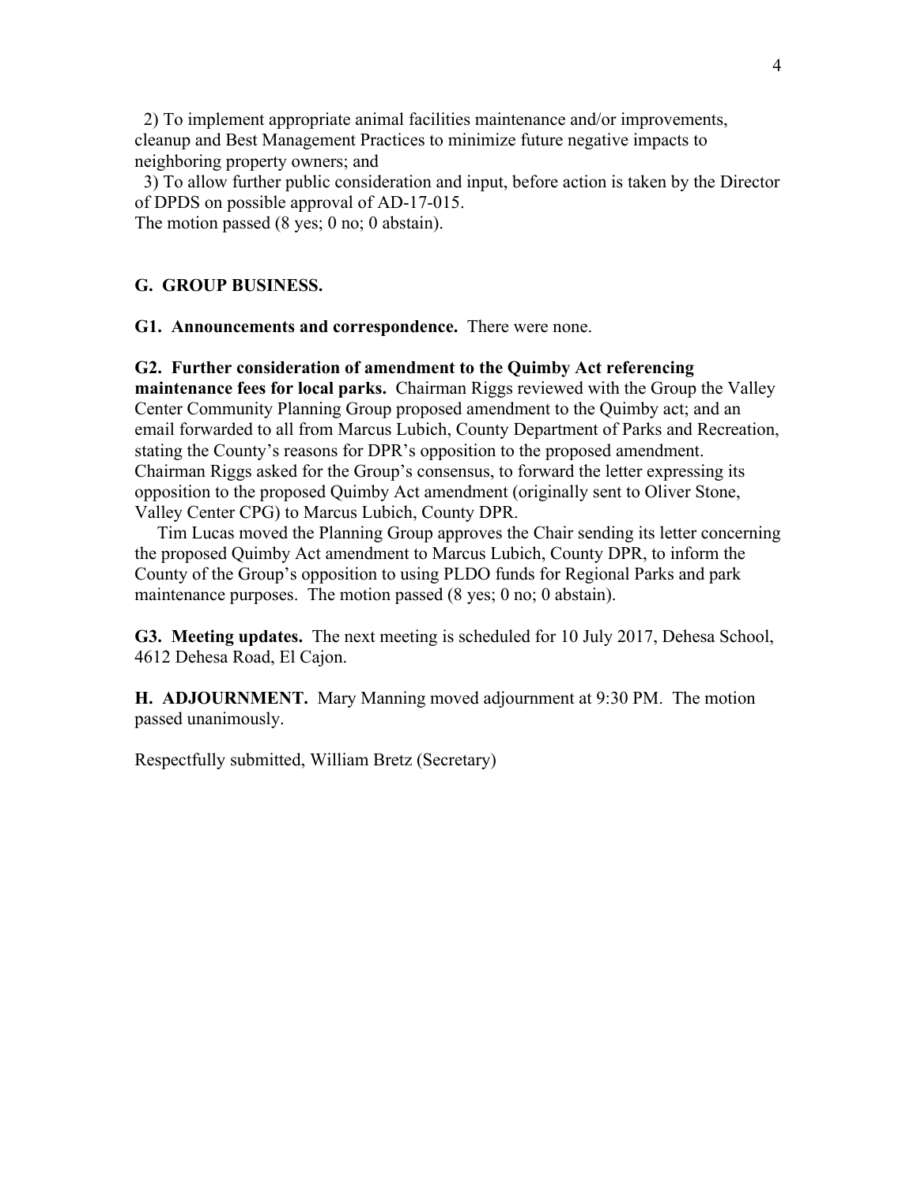2) To implement appropriate animal facilities maintenance and/or improvements, cleanup and Best Management Practices to minimize future negative impacts to neighboring property owners; and

3) To allow further public consideration and input, before action is taken by the Director of DPDS on possible approval of AD-17-015.

The motion passed (8 yes; 0 no; 0 abstain).

**G. GROUP BUSINESS.**

**G1. Announcements and correspondence.** There were none.

**G2. Further consideration of amendment to the Quimby Act referencing maintenance fees for local parks.** Chairman Riggs reviewed with the Group the Valley Center Community Planning Group proposed amendment to the Quimby act; and an email forwarded to all from Marcus Lubich, County Department of Parks and Recreation, stating the County's reasons for DPR's opposition to the proposed amendment. Chairman Riggs asked for the Group's consensus, to forward the letter expressing its opposition to the proposed Quimby Act amendment (originally sent to Oliver Stone, Valley Center CPG) to Marcus Lubich, County DPR.

Tim Lucas moved the Planning Group approves the Chair sending its letter concerning the proposed Quimby Act amendment to Marcus Lubich, County DPR, to inform the County of the Group's opposition to using PLDO funds for Regional Parks and park maintenance purposes. The motion passed (8 yes; 0 no; 0 abstain).

**G3. Meeting updates.** The next meeting is scheduled for 10 July 2017, Dehesa School, 4612 Dehesa Road, El Cajon.

**H. ADJOURNMENT.** Mary Manning moved adjournment at 9:30 PM. The motion passed unanimously.

Respectfully submitted, William Bretz (Secretary)